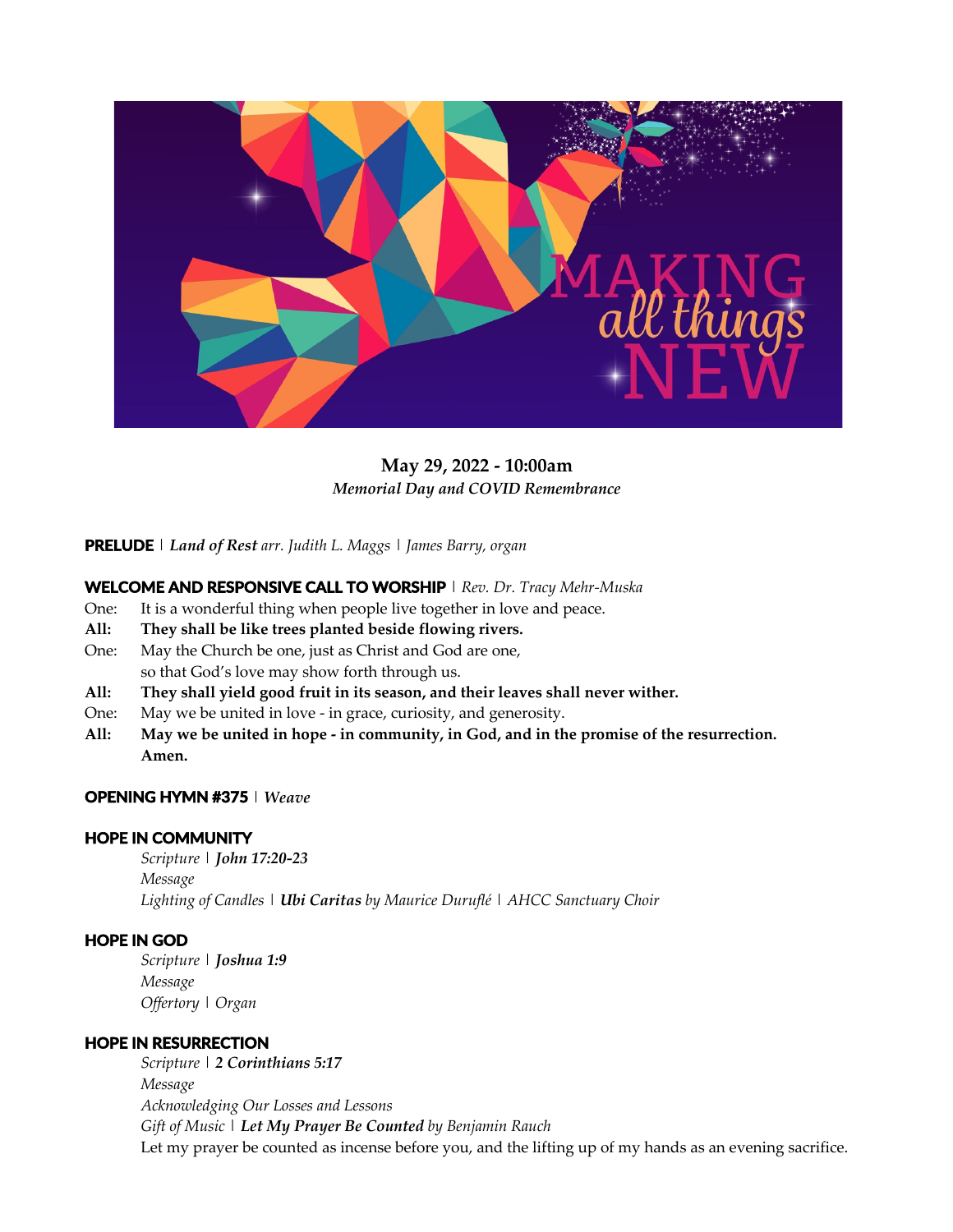**May 29, 2022 - 10:00am**
*Memorial Day and COVID Remembrance*

**PRELUDE** | ***Land of Rest*** *arr. Judith L. Maggs* | *James Barry, organ*

**WELCOME AND RESPONSIVE CALL TO WORSHIP** | *Rev. Dr. Tracy Mehr-Muska*

One: It is a wonderful thing when people live together in love and peace.
**All: They shall be like trees planted beside flowing rivers.**
One: May the Church be one, just as Christ and God are one, so that God's love may show forth through us.
**All: They shall yield good fruit in its season, and their leaves shall never wither.**
One: May we be united in love - in grace, curiosity, and generosity.
**All: May we be united in hope - in community, in God, and in the promise of the resurrection. Amen.**

**OPENING HYMN #375** | *Weave*

**HOPE IN COMMUNITY**

*Scripture* | ***John 17:20-23***
*Message*
*Lighting of Candles* | ***Ubi Caritas*** *by Maurice Duruflé* | *AHCC Sanctuary Choir*

**HOPE IN GOD**

*Scripture* | ***Joshua 1:9***
*Message*
*Offertory* | *Organ*

**HOPE IN RESURRECTION**

*Scripture* | ***2 Corinthians 5:17***
*Message*
*Acknowledging Our Losses and Lessons*
*Gift of Music* | ***Let My Prayer Be Counted*** *by Benjamin Rauch*
Let my prayer be counted as incense before you, and the lifting up of my hands as an evening sacrifice.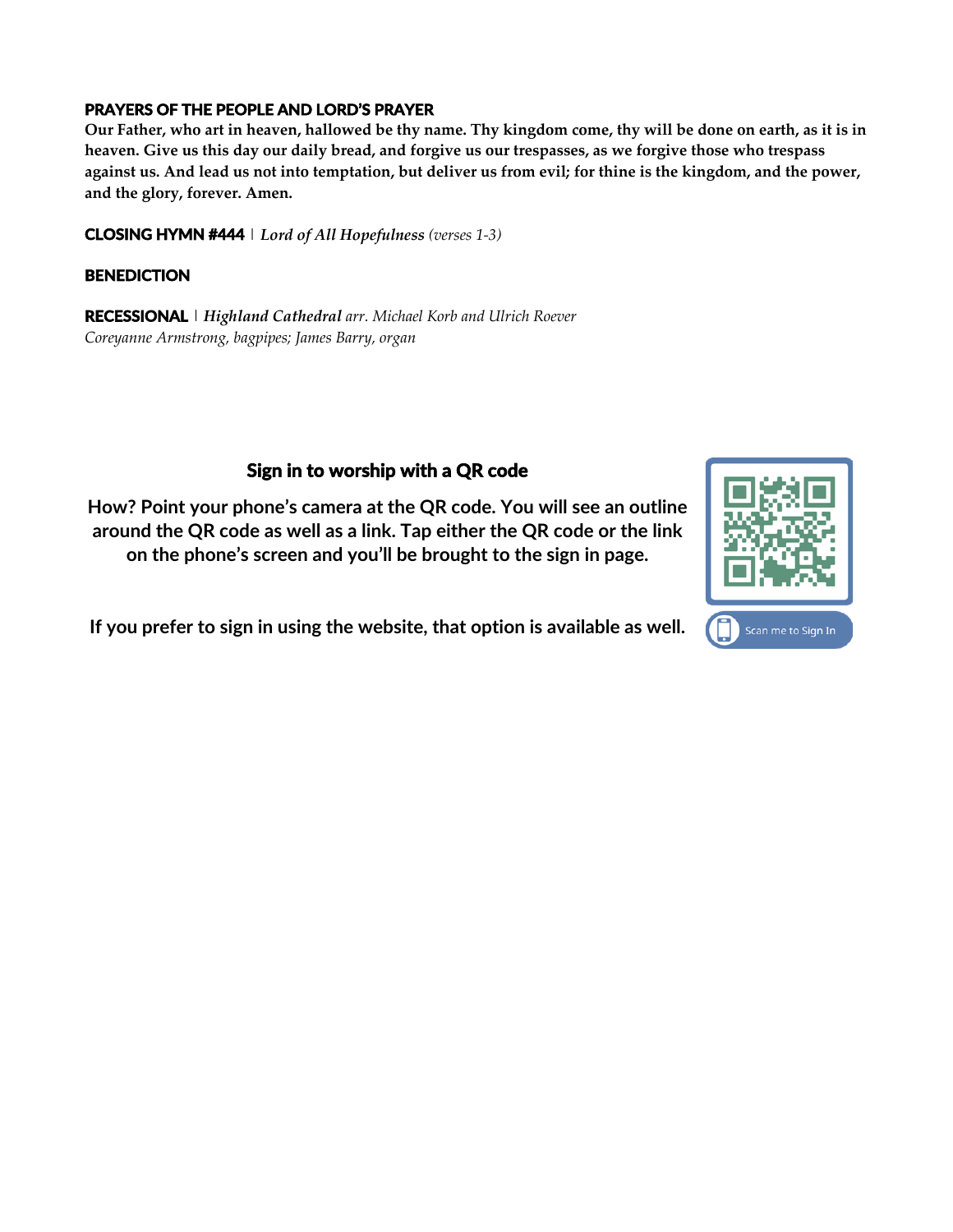**PRAYERS OF THE PEOPLE AND LORD'S PRAYER**

**Our Father, who art in heaven, hallowed be thy name. Thy kingdom come, thy will be done on earth, as it is in heaven. Give us this day our daily bread, and forgive us our trespasses, as we forgive those who trespass against us. And lead us not into temptation, but deliver us from evil; for thine is the kingdom, and the power, and the glory, forever. Amen.**

**CLOSING HYMN #444** | *Lord of All Hopefulness (verses 1-3)*

**BENEDICTION**

**RECESSIONAL** | ***Highland Cathedral*** *arr. Michael Korb and Ulrich Roever*
*Coreyanne Armstrong, bagpipes; James Barry, organ*

## Sign in to worship with a QR code

**How? Point your phone's camera at the QR code. You will see an outline around the QR code as well as a link. Tap either the QR code or the link on the phone's screen and you'll be brought to the sign in page.**

**If you prefer to sign in using the website, that option is available as well.**

Scan me to Sign In